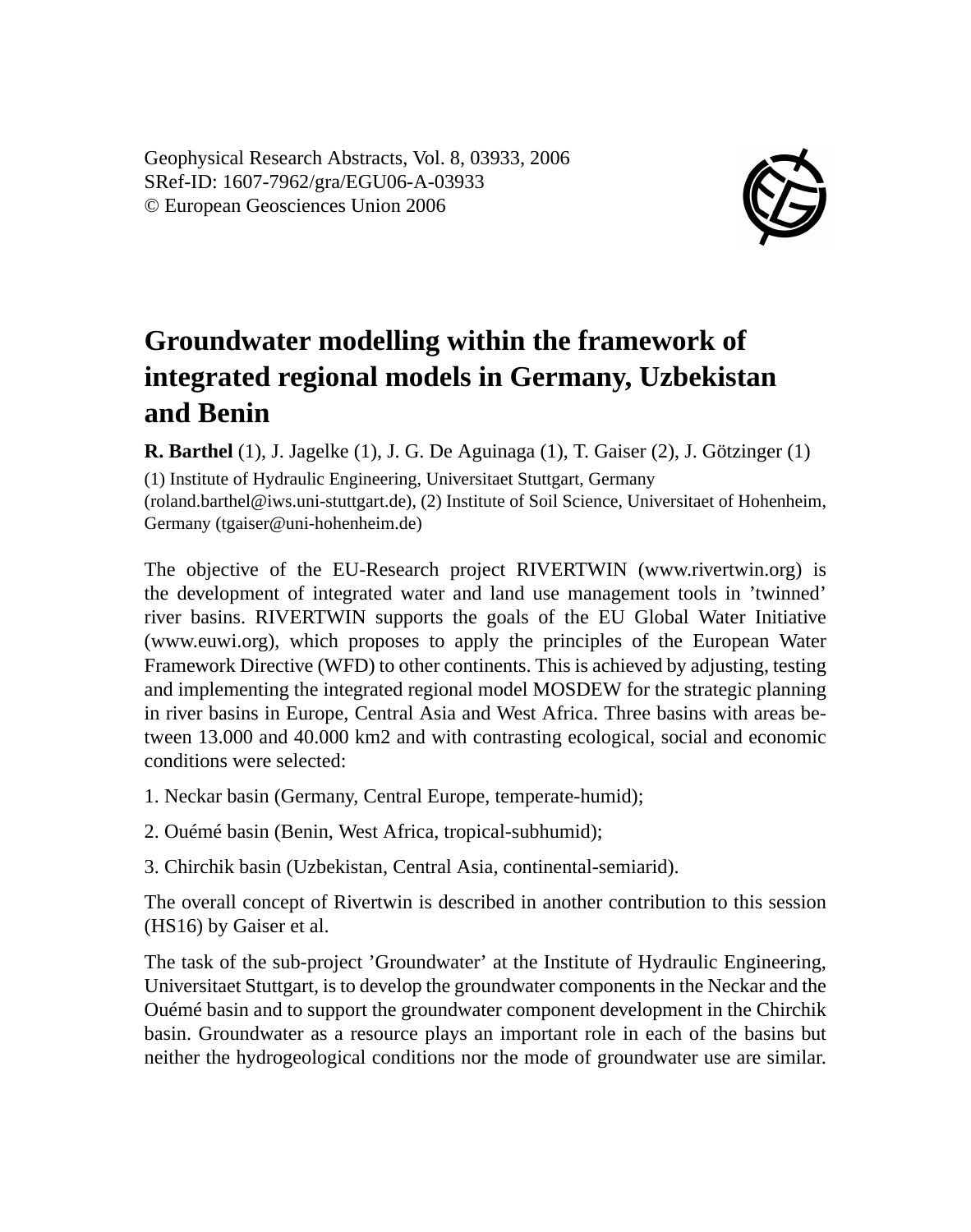Geophysical Research Abstracts, Vol. 8, 03933, 2006
SRef-ID: 1607-7962/gra/EGU06-A-03933
© European Geosciences Union 2006

# Groundwater modelling within the framework of integrated regional models in Germany, Uzbekistan and Benin

**R. Barthel** (1), J. Jagelke (1), J. G. De Aguinaga (1), T. Gaiser (2), J. Götzinger (1)

(1) Institute of Hydraulic Engineering, Universitaet Stuttgart, Germany (roland.barthel@iws.uni-stuttgart.de), (2) Institute of Soil Science, Universitaet of Hohenheim, Germany (tgaiser@uni-hohenheim.de)

The objective of the EU-Research project RIVERTWIN (www.rivertwin.org) is the development of integrated water and land use management tools in 'twinned' river basins. RIVERTWIN supports the goals of the EU Global Water Initiative (www.euwi.org), which proposes to apply the principles of the European Water Framework Directive (WFD) to other continents. This is achieved by adjusting, testing and implementing the integrated regional model MOSDEW for the strategic planning in river basins in Europe, Central Asia and West Africa. Three basins with areas between 13.000 and 40.000 km2 and with contrasting ecological, social and economic conditions were selected:

1. Neckar basin (Germany, Central Europe, temperate-humid);
2. Ouémé basin (Benin, West Africa, tropical-subhumid);
3. Chirchik basin (Uzbekistan, Central Asia, continental-semiarid).

The overall concept of Rivertwin is described in another contribution to this session (HS16) by Gaiser et al.

The task of the sub-project 'Groundwater' at the Institute of Hydraulic Engineering, Universitaet Stuttgart, is to develop the groundwater components in the Neckar and the Ouémé basin and to support the groundwater component development in the Chirchik basin. Groundwater as a resource plays an important role in each of the basins but neither the hydrogeological conditions nor the mode of groundwater use are similar.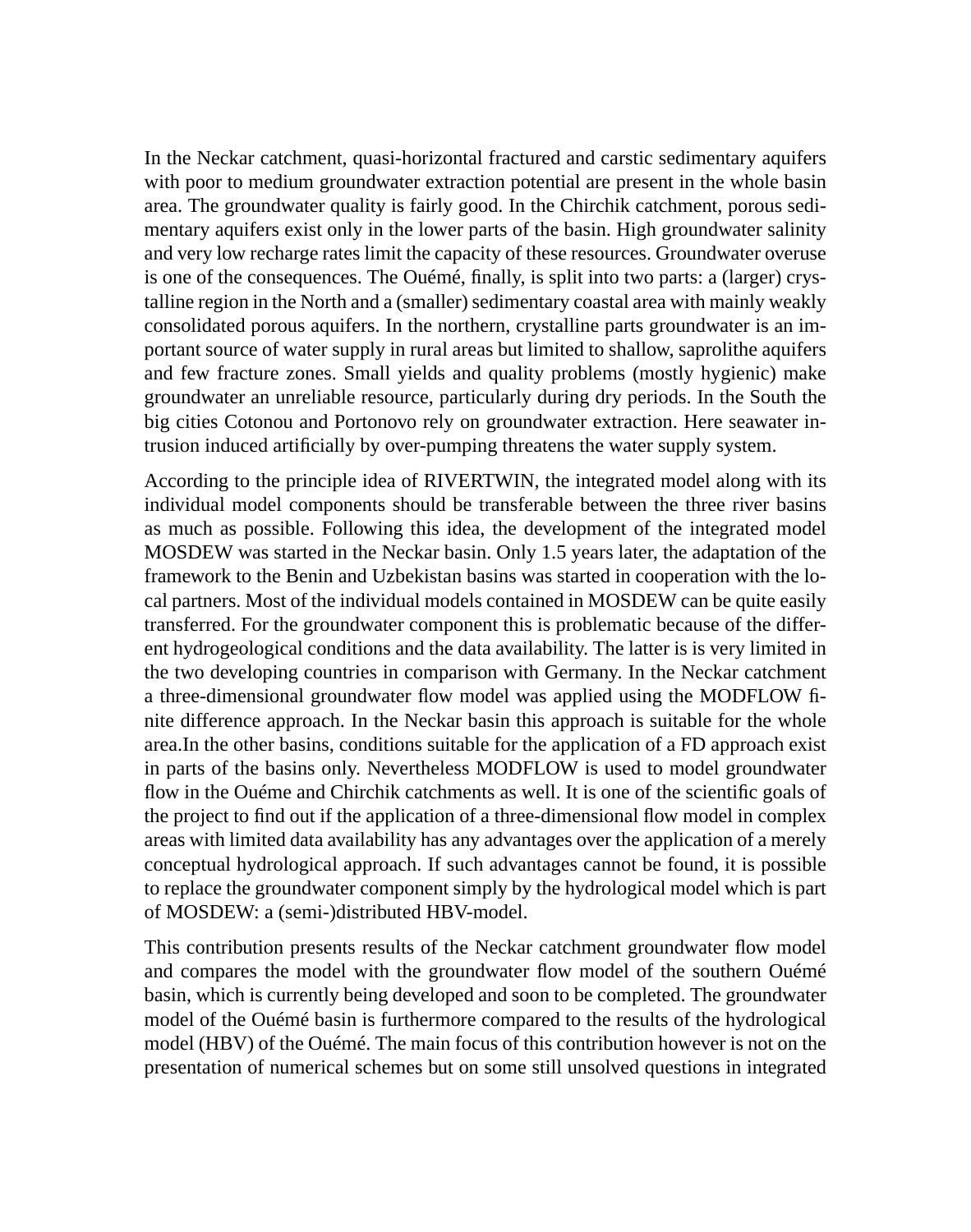In the Neckar catchment, quasi-horizontal fractured and carstic sedimentary aquifers with poor to medium groundwater extraction potential are present in the whole basin area. The groundwater quality is fairly good. In the Chirchik catchment, porous sedimentary aquifers exist only in the lower parts of the basin. High groundwater salinity and very low recharge rates limit the capacity of these resources. Groundwater overuse is one of the consequences. The Ouémé, finally, is split into two parts: a (larger) crystalline region in the North and a (smaller) sedimentary coastal area with mainly weakly consolidated porous aquifers. In the northern, crystalline parts groundwater is an important source of water supply in rural areas but limited to shallow, saprolithe aquifers and few fracture zones. Small yields and quality problems (mostly hygienic) make groundwater an unreliable resource, particularly during dry periods. In the South the big cities Cotonou and Portonovo rely on groundwater extraction. Here seawater intrusion induced artificially by over-pumping threatens the water supply system.

According to the principle idea of RIVERTWIN, the integrated model along with its individual model components should be transferable between the three river basins as much as possible. Following this idea, the development of the integrated model MOSDEW was started in the Neckar basin. Only 1.5 years later, the adaptation of the framework to the Benin and Uzbekistan basins was started in cooperation with the local partners. Most of the individual models contained in MOSDEW can be quite easily transferred. For the groundwater component this is problematic because of the different hydrogeological conditions and the data availability. The latter is is very limited in the two developing countries in comparison with Germany. In the Neckar catchment a three-dimensional groundwater flow model was applied using the MODFLOW finite difference approach. In the Neckar basin this approach is suitable for the whole area.In the other basins, conditions suitable for the application of a FD approach exist in parts of the basins only. Nevertheless MODFLOW is used to model groundwater flow in the Ouéme and Chirchik catchments as well. It is one of the scientific goals of the project to find out if the application of a three-dimensional flow model in complex areas with limited data availability has any advantages over the application of a merely conceptual hydrological approach. If such advantages cannot be found, it is possible to replace the groundwater component simply by the hydrological model which is part of MOSDEW: a (semi-)distributed HBV-model.

This contribution presents results of the Neckar catchment groundwater flow model and compares the model with the groundwater flow model of the southern Ouémé basin, which is currently being developed and soon to be completed. The groundwater model of the Ouémé basin is furthermore compared to the results of the hydrological model (HBV) of the Ouémé. The main focus of this contribution however is not on the presentation of numerical schemes but on some still unsolved questions in integrated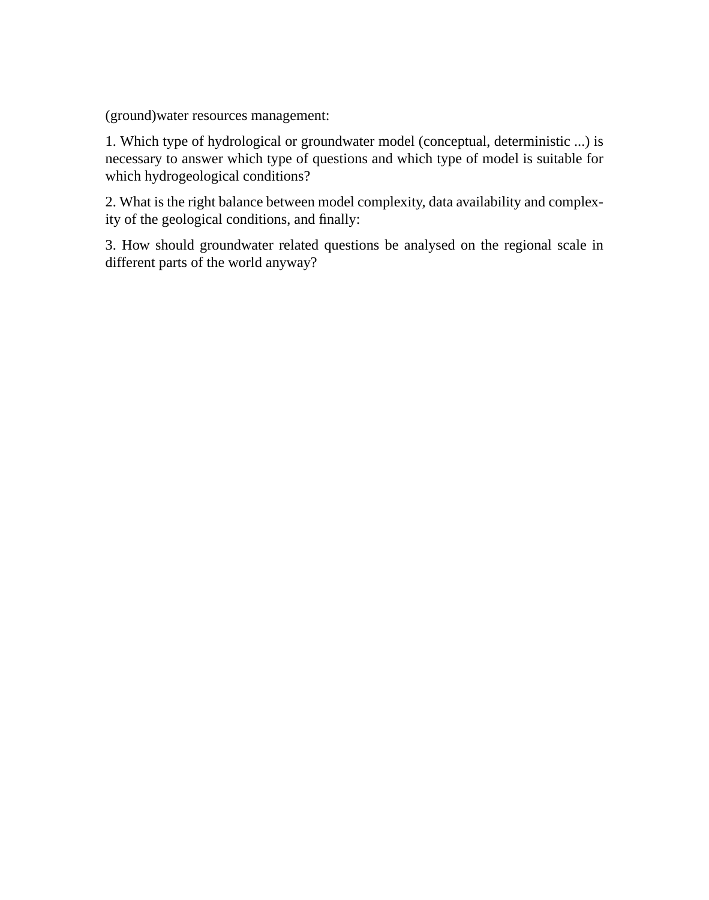(ground)water resources management:

1. Which type of hydrological or groundwater model (conceptual, deterministic ...) is necessary to answer which type of questions and which type of model is suitable for which hydrogeological conditions?

2. What is the right balance between model complexity, data availability and complexity of the geological conditions, and finally:

3. How should groundwater related questions be analysed on the regional scale in different parts of the world anyway?